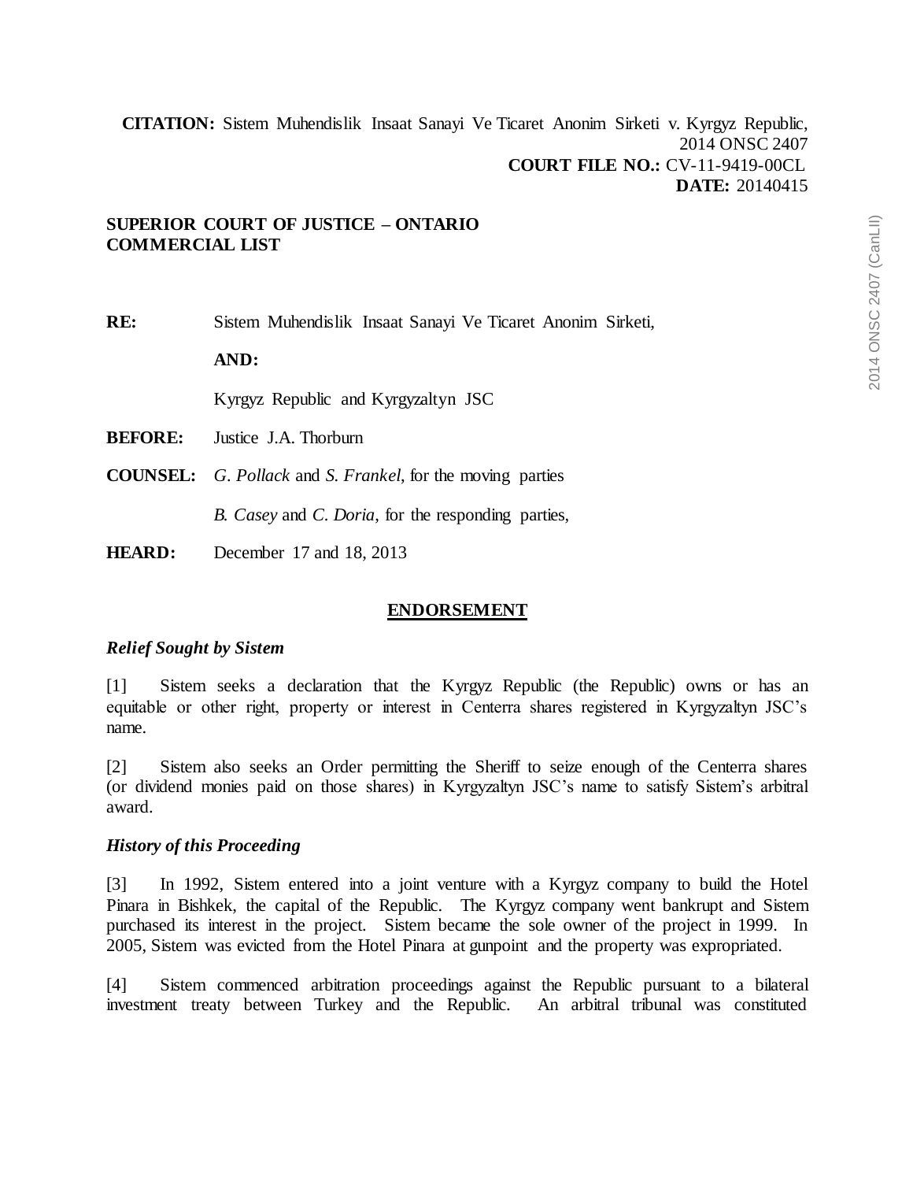**CITATION:** Sistem Muhendislik Insaat Sanayi Ve Ticaret Anonim Sirketi v. Kyrgyz Republic, 2014 ONSC 2407
**COURT FILE NO.:** CV-11-9419-00CL
**DATE:** 20140415

**SUPERIOR COURT OF JUSTICE – ONTARIO**
**COMMERCIAL LIST**

**RE:** Sistem Muhendislik Insaat Sanayi Ve Ticaret Anonim Sirketi,

**AND:**

Kyrgyz Republic and Kyrgyzaltyn JSC

**BEFORE:** Justice J.A. Thorburn

**COUNSEL:** *G. Pollack* and *S. Frankel*, for the moving parties

*B. Casey* and *C. Doria*, for the responding parties,

**HEARD:** December 17 and 18, 2013

## ENDORSEMENT

### *Relief Sought by Sistem*

[1] Sistem seeks a declaration that the Kyrgyz Republic (the Republic) owns or has an equitable or other right, property or interest in Centerra shares registered in Kyrgyzaltyn JSC's name.

[2] Sistem also seeks an Order permitting the Sheriff to seize enough of the Centerra shares (or dividend monies paid on those shares) in Kyrgyzaltyn JSC's name to satisfy Sistem's arbitral award.

### *History of this Proceeding*

[3] In 1992, Sistem entered into a joint venture with a Kyrgyz company to build the Hotel Pinara in Bishkek, the capital of the Republic. The Kyrgyz company went bankrupt and Sistem purchased its interest in the project. Sistem became the sole owner of the project in 1999. In 2005, Sistem was evicted from the Hotel Pinara at gunpoint and the property was expropriated.

[4] Sistem commenced arbitration proceedings against the Republic pursuant to a bilateral investment treaty between Turkey and the Republic. An arbitral tribunal was constituted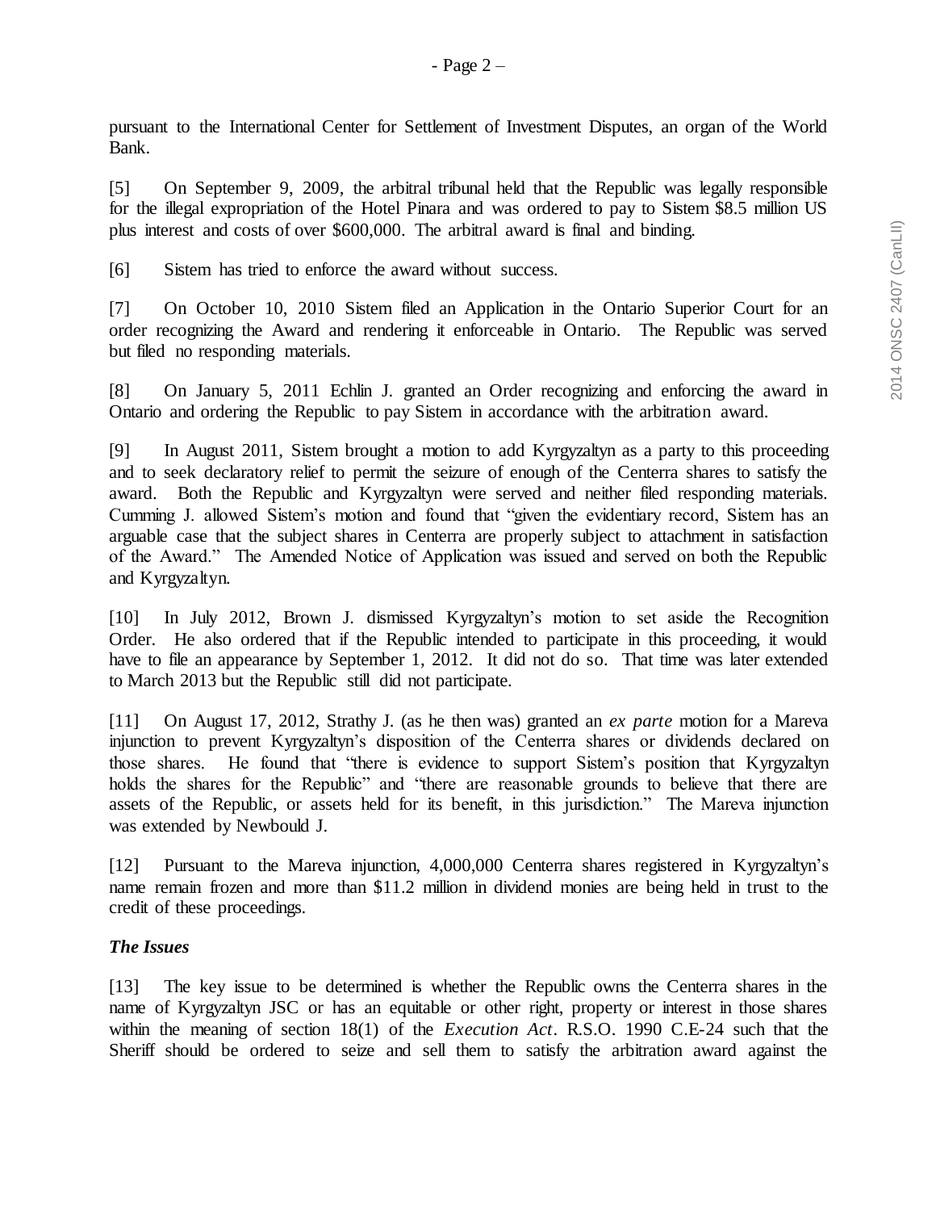pursuant to the International Center for Settlement of Investment Disputes, an organ of the World Bank.

[5] On September 9, 2009, the arbitral tribunal held that the Republic was legally responsible for the illegal expropriation of the Hotel Pinara and was ordered to pay to Sistem $8.5 million US plus interest and costs of over $600,000. The arbitral award is final and binding.

[6] Sistem has tried to enforce the award without success.

[7] On October 10, 2010 Sistem filed an Application in the Ontario Superior Court for an order recognizing the Award and rendering it enforceable in Ontario. The Republic was served but filed no responding materials.

[8] On January 5, 2011 Echlin J. granted an Order recognizing and enforcing the award in Ontario and ordering the Republic to pay Sistem in accordance with the arbitration award.

[9] In August 2011, Sistem brought a motion to add Kyrgyzaltyn as a party to this proceeding and to seek declaratory relief to permit the seizure of enough of the Centerra shares to satisfy the award. Both the Republic and Kyrgyzaltyn were served and neither filed responding materials. Cumming J. allowed Sistem's motion and found that "given the evidentiary record, Sistem has an arguable case that the subject shares in Centerra are properly subject to attachment in satisfaction of the Award." The Amended Notice of Application was issued and served on both the Republic and Kyrgyzaltyn.

[10] In July 2012, Brown J. dismissed Kyrgyzaltyn's motion to set aside the Recognition Order. He also ordered that if the Republic intended to participate in this proceeding, it would have to file an appearance by September 1, 2012. It did not do so. That time was later extended to March 2013 but the Republic still did not participate.

[11] On August 17, 2012, Strathy J. (as he then was) granted an *ex parte* motion for a Mareva injunction to prevent Kyrgyzaltyn's disposition of the Centerra shares or dividends declared on those shares. He found that "there is evidence to support Sistem's position that Kyrgyzaltyn holds the shares for the Republic" and "there are reasonable grounds to believe that there are assets of the Republic, or assets held for its benefit, in this jurisdiction." The Mareva injunction was extended by Newbould J.

[12] Pursuant to the Mareva injunction, 4,000,000 Centerra shares registered in Kyrgyzaltyn's name remain frozen and more than $11.2 million in dividend monies are being held in trust to the credit of these proceedings.

### *The Issues*

[13] The key issue to be determined is whether the Republic owns the Centerra shares in the name of Kyrgyzaltyn JSC or has an equitable or other right, property or interest in those shares within the meaning of section 18(1) of the *Execution Act*. R.S.O. 1990 C.E-24 such that the Sheriff should be ordered to seize and sell them to satisfy the arbitration award against the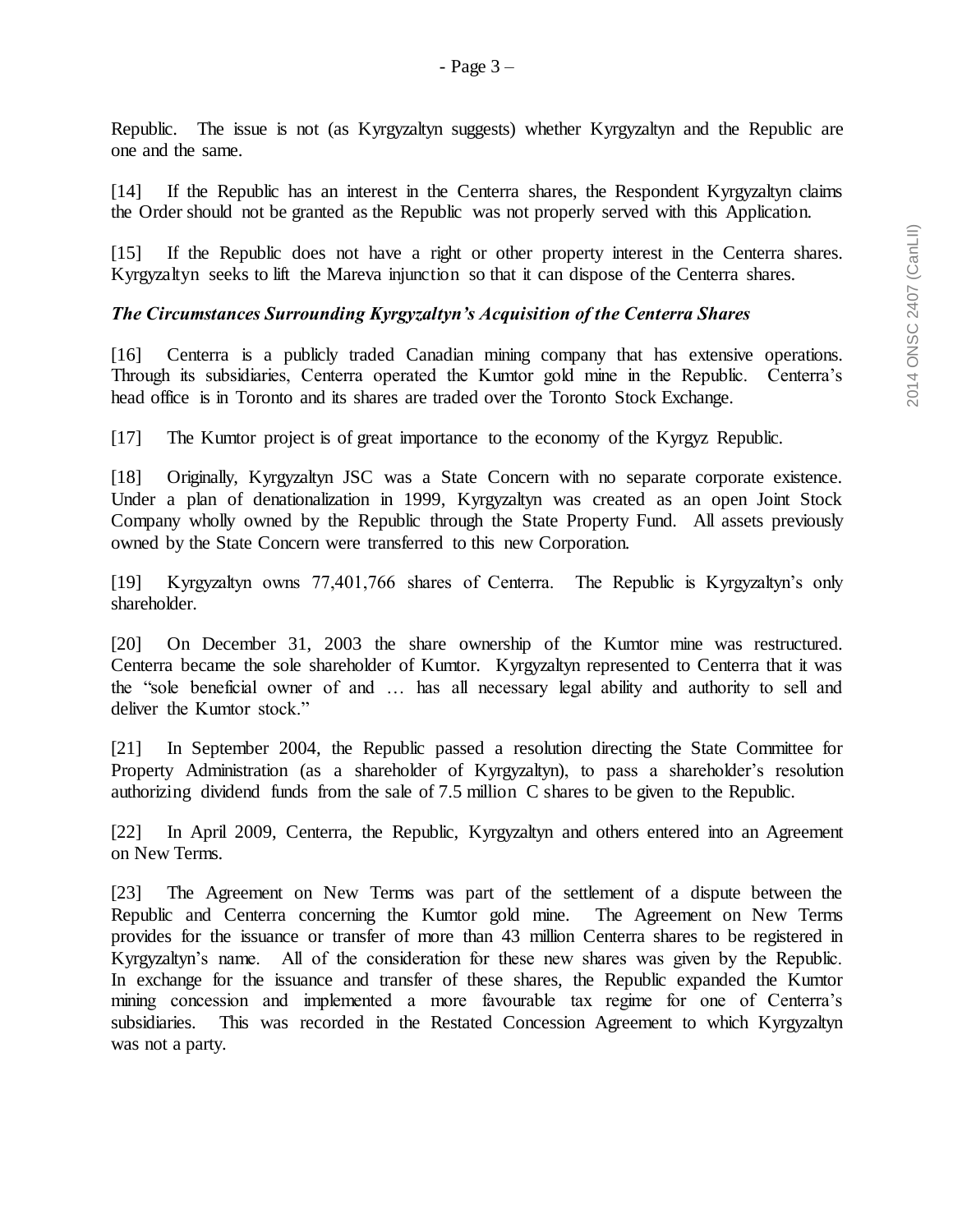Republic. The issue is not (as Kyrgyzaltyn suggests) whether Kyrgyzaltyn and the Republic are one and the same.

[14] If the Republic has an interest in the Centerra shares, the Respondent Kyrgyzaltyn claims the Order should not be granted as the Republic was not properly served with this Application.

[15] If the Republic does not have a right or other property interest in the Centerra shares. Kyrgyzaltyn seeks to lift the Mareva injunction so that it can dispose of the Centerra shares.

***The Circumstances Surrounding Kyrgyzaltyn's Acquisition of the Centerra Shares***

[16] Centerra is a publicly traded Canadian mining company that has extensive operations. Through its subsidiaries, Centerra operated the Kumtor gold mine in the Republic. Centerra's head office is in Toronto and its shares are traded over the Toronto Stock Exchange.

[17] The Kumtor project is of great importance to the economy of the Kyrgyz Republic.

[18] Originally, Kyrgyzaltyn JSC was a State Concern with no separate corporate existence. Under a plan of denationalization in 1999, Kyrgyzaltyn was created as an open Joint Stock Company wholly owned by the Republic through the State Property Fund. All assets previously owned by the State Concern were transferred to this new Corporation.

[19] Kyrgyzaltyn owns 77,401,766 shares of Centerra. The Republic is Kyrgyzaltyn's only shareholder.

[20] On December 31, 2003 the share ownership of the Kumtor mine was restructured. Centerra became the sole shareholder of Kumtor. Kyrgyzaltyn represented to Centerra that it was the "sole beneficial owner of and … has all necessary legal ability and authority to sell and deliver the Kumtor stock."

[21] In September 2004, the Republic passed a resolution directing the State Committee for Property Administration (as a shareholder of Kyrgyzaltyn), to pass a shareholder's resolution authorizing dividend funds from the sale of 7.5 million C shares to be given to the Republic.

[22] In April 2009, Centerra, the Republic, Kyrgyzaltyn and others entered into an Agreement on New Terms.

[23] The Agreement on New Terms was part of the settlement of a dispute between the Republic and Centerra concerning the Kumtor gold mine. The Agreement on New Terms provides for the issuance or transfer of more than 43 million Centerra shares to be registered in Kyrgyzaltyn's name. All of the consideration for these new shares was given by the Republic. In exchange for the issuance and transfer of these shares, the Republic expanded the Kumtor mining concession and implemented a more favourable tax regime for one of Centerra's subsidiaries. This was recorded in the Restated Concession Agreement to which Kyrgyzaltyn was not a party.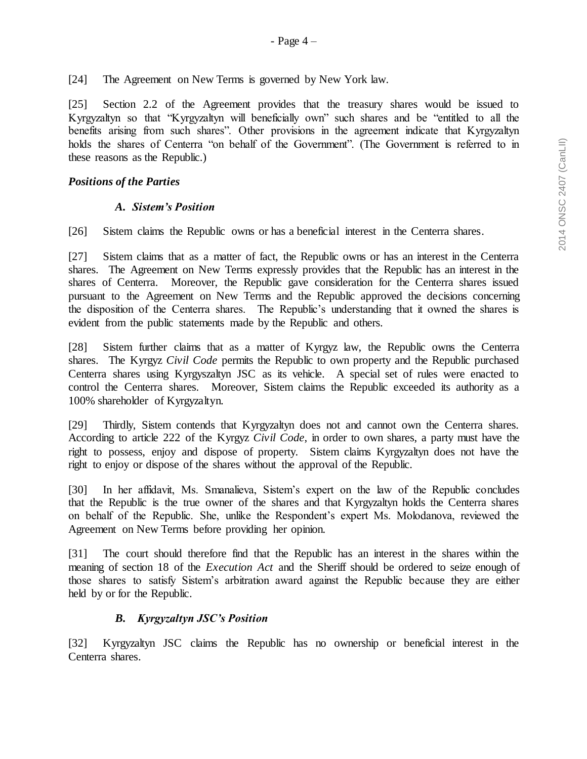[24] The Agreement on New Terms is governed by New York law.

[25] Section 2.2 of the Agreement provides that the treasury shares would be issued to Kyrgyzaltyn so that "Kyrgyzaltyn will beneficially own" such shares and be "entitled to all the benefits arising from such shares". Other provisions in the agreement indicate that Kyrgyzaltyn holds the shares of Centerra "on behalf of the Government". (The Government is referred to in these reasons as the Republic.)

### *Positions of the Parties*

#### *A. Sistem's Position*

[26] Sistem claims the Republic owns or has a beneficial interest in the Centerra shares.

[27] Sistem claims that as a matter of fact, the Republic owns or has an interest in the Centerra shares. The Agreement on New Terms expressly provides that the Republic has an interest in the shares of Centerra. Moreover, the Republic gave consideration for the Centerra shares issued pursuant to the Agreement on New Terms and the Republic approved the decisions concerning the disposition of the Centerra shares. The Republic's understanding that it owned the shares is evident from the public statements made by the Republic and others.

[28] Sistem further claims that as a matter of Kyrgyz law, the Republic owns the Centerra shares. The Kyrgyz *Civil Code* permits the Republic to own property and the Republic purchased Centerra shares using Kyrgyszaltyn JSC as its vehicle. A special set of rules were enacted to control the Centerra shares. Moreover, Sistem claims the Republic exceeded its authority as a 100% shareholder of Kyrgyzaltyn.

[29] Thirdly, Sistem contends that Kyrgyzaltyn does not and cannot own the Centerra shares. According to article 222 of the Kyrgyz *Civil Code*, in order to own shares, a party must have the right to possess, enjoy and dispose of property. Sistem claims Kyrgyzaltyn does not have the right to enjoy or dispose of the shares without the approval of the Republic.

[30] In her affidavit, Ms. Smanalieva, Sistem's expert on the law of the Republic concludes that the Republic is the true owner of the shares and that Kyrgyzaltyn holds the Centerra shares on behalf of the Republic. She, unlike the Respondent's expert Ms. Molodanova, reviewed the Agreement on New Terms before providing her opinion.

[31] The court should therefore find that the Republic has an interest in the shares within the meaning of section 18 of the *Execution Act* and the Sheriff should be ordered to seize enough of those shares to satisfy Sistem's arbitration award against the Republic because they are either held by or for the Republic.

#### *B. Kyrgyzaltyn JSC's Position*

[32] Kyrgyzaltyn JSC claims the Republic has no ownership or beneficial interest in the Centerra shares.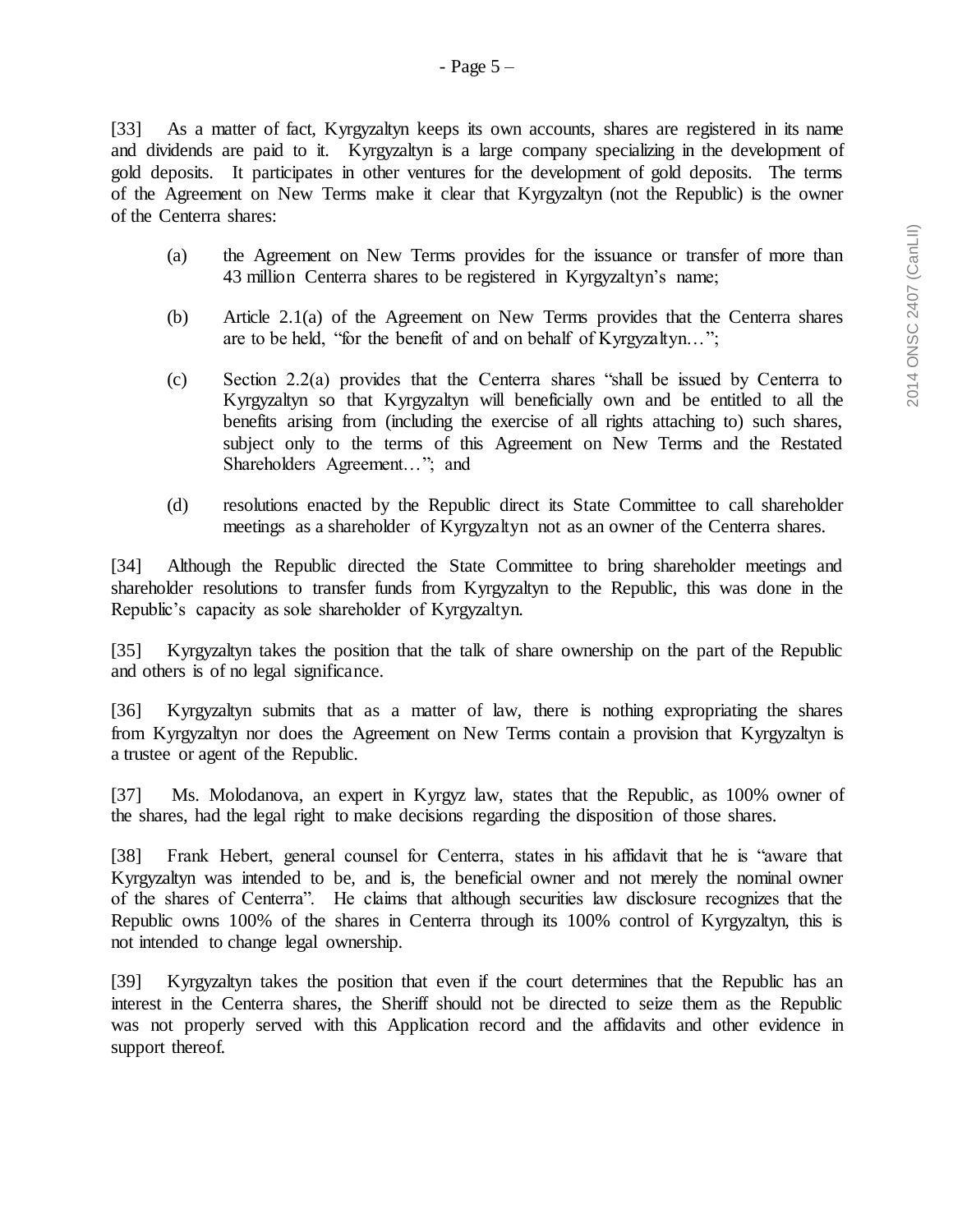[33] As a matter of fact, Kyrgyzaltyn keeps its own accounts, shares are registered in its name and dividends are paid to it. Kyrgyzaltyn is a large company specializing in the development of gold deposits. It participates in other ventures for the development of gold deposits. The terms of the Agreement on New Terms make it clear that Kyrgyzaltyn (not the Republic) is the owner of the Centerra shares:

(a) the Agreement on New Terms provides for the issuance or transfer of more than 43 million Centerra shares to be registered in Kyrgyzaltyn's name;

(b) Article 2.1(a) of the Agreement on New Terms provides that the Centerra shares are to be held, "for the benefit of and on behalf of Kyrgyzaltyn…";

(c) Section 2.2(a) provides that the Centerra shares "shall be issued by Centerra to Kyrgyzaltyn so that Kyrgyzaltyn will beneficially own and be entitled to all the benefits arising from (including the exercise of all rights attaching to) such shares, subject only to the terms of this Agreement on New Terms and the Restated Shareholders Agreement…"; and

(d) resolutions enacted by the Republic direct its State Committee to call shareholder meetings as a shareholder of Kyrgyzaltyn not as an owner of the Centerra shares.

[34] Although the Republic directed the State Committee to bring shareholder meetings and shareholder resolutions to transfer funds from Kyrgyzaltyn to the Republic, this was done in the Republic's capacity as sole shareholder of Kyrgyzaltyn.

[35] Kyrgyzaltyn takes the position that the talk of share ownership on the part of the Republic and others is of no legal significance.

[36] Kyrgyzaltyn submits that as a matter of law, there is nothing expropriating the shares from Kyrgyzaltyn nor does the Agreement on New Terms contain a provision that Kyrgyzaltyn is a trustee or agent of the Republic.

[37] Ms. Molodanova, an expert in Kyrgyz law, states that the Republic, as 100% owner of the shares, had the legal right to make decisions regarding the disposition of those shares.

[38] Frank Hebert, general counsel for Centerra, states in his affidavit that he is "aware that Kyrgyzaltyn was intended to be, and is, the beneficial owner and not merely the nominal owner of the shares of Centerra". He claims that although securities law disclosure recognizes that the Republic owns 100% of the shares in Centerra through its 100% control of Kyrgyzaltyn, this is not intended to change legal ownership.

[39] Kyrgyzaltyn takes the position that even if the court determines that the Republic has an interest in the Centerra shares, the Sheriff should not be directed to seize them as the Republic was not properly served with this Application record and the affidavits and other evidence in support thereof.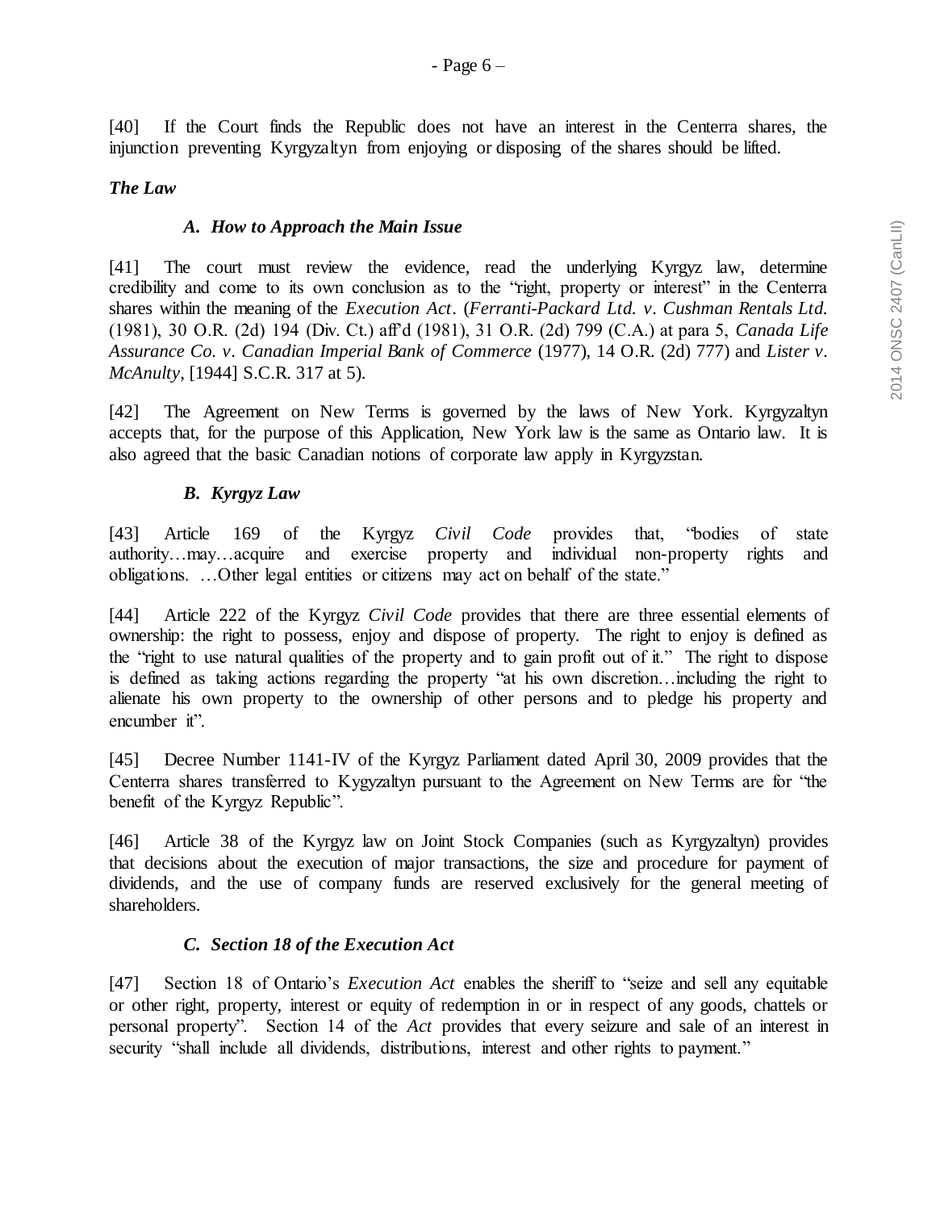[40] If the Court finds the Republic does not have an interest in the Centerra shares, the injunction preventing Kyrgyzaltyn from enjoying or disposing of the shares should be lifted.

### *The Law*

#### *A. How to Approach the Main Issue*

[41] The court must review the evidence, read the underlying Kyrgyz law, determine credibility and come to its own conclusion as to the "right, property or interest" in the Centerra shares within the meaning of the *Execution Act*. (*Ferranti-Packard Ltd. v. Cushman Rentals Ltd.* (1981), 30 O.R. (2d) 194 (Div. Ct.) aff'd (1981), 31 O.R. (2d) 799 (C.A.) at para 5, *Canada Life Assurance Co. v. Canadian Imperial Bank of Commerce* (1977), 14 O.R. (2d) 777) and *Lister v. McAnulty*, [1944] S.C.R. 317 at 5).

[42] The Agreement on New Terms is governed by the laws of New York. Kyrgyzaltyn accepts that, for the purpose of this Application, New York law is the same as Ontario law. It is also agreed that the basic Canadian notions of corporate law apply in Kyrgyzstan.

#### *B. Kyrgyz Law*

[43] Article 169 of the Kyrgyz *Civil Code* provides that, "bodies of state authority…may…acquire and exercise property and individual non-property rights and obligations. …Other legal entities or citizens may act on behalf of the state."

[44] Article 222 of the Kyrgyz *Civil Code* provides that there are three essential elements of ownership: the right to possess, enjoy and dispose of property. The right to enjoy is defined as the "right to use natural qualities of the property and to gain profit out of it." The right to dispose is defined as taking actions regarding the property "at his own discretion…including the right to alienate his own property to the ownership of other persons and to pledge his property and encumber it".

[45] Decree Number 1141-IV of the Kyrgyz Parliament dated April 30, 2009 provides that the Centerra shares transferred to Kygyzaltyn pursuant to the Agreement on New Terms are for "the benefit of the Kyrgyz Republic".

[46] Article 38 of the Kyrgyz law on Joint Stock Companies (such as Kyrgyzaltyn) provides that decisions about the execution of major transactions, the size and procedure for payment of dividends, and the use of company funds are reserved exclusively for the general meeting of shareholders.

#### *C. Section 18 of the Execution Act*

[47] Section 18 of Ontario's *Execution Act* enables the sheriff to "seize and sell any equitable or other right, property, interest or equity of redemption in or in respect of any goods, chattels or personal property". Section 14 of the *Act* provides that every seizure and sale of an interest in security "shall include all dividends, distributions, interest and other rights to payment."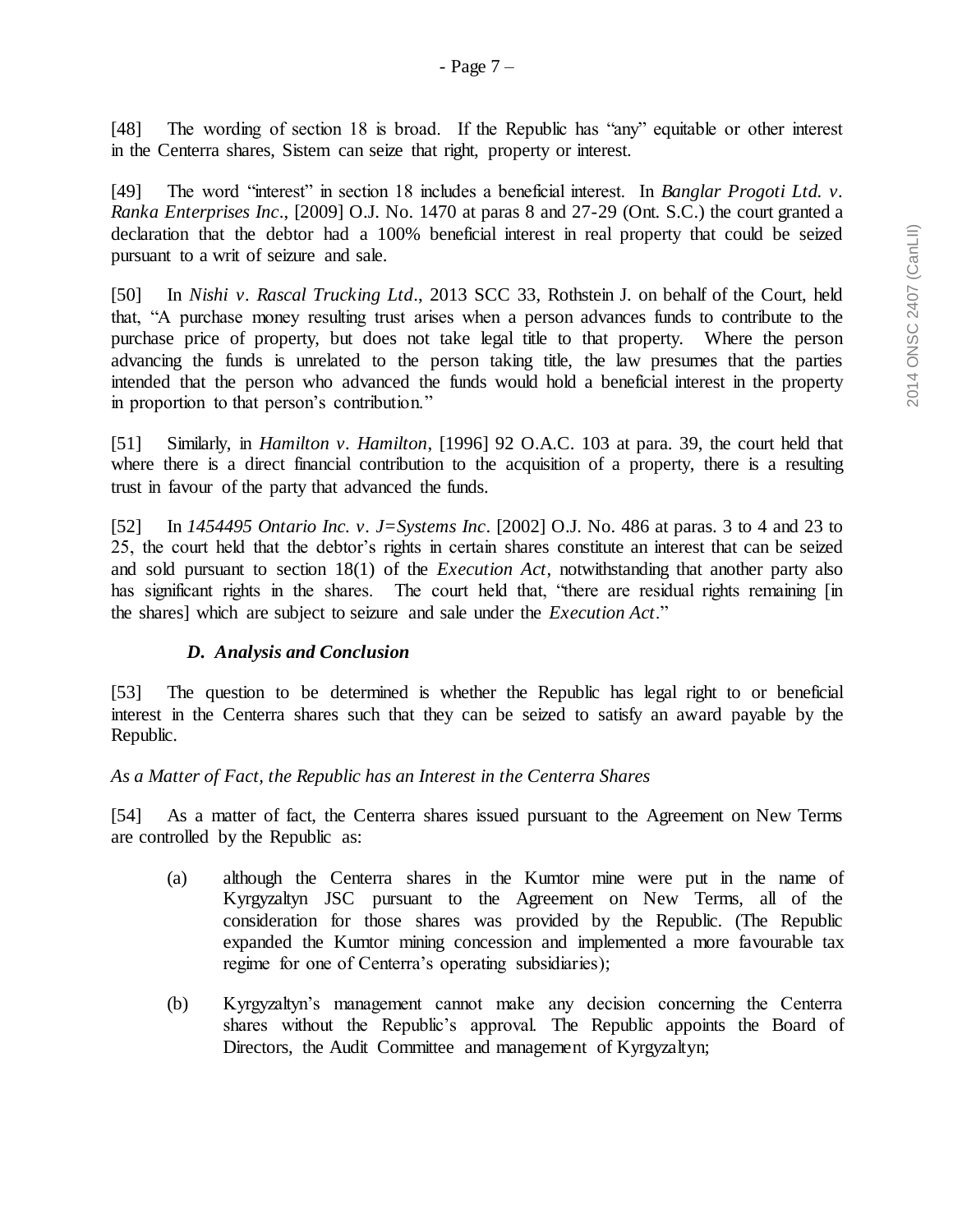[48] The wording of section 18 is broad. If the Republic has "any" equitable or other interest in the Centerra shares, Sistem can seize that right, property or interest.

[49] The word "interest" in section 18 includes a beneficial interest. In *Banglar Progoti Ltd. v. Ranka Enterprises Inc.*, [2009] O.J. No. 1470 at paras 8 and 27-29 (Ont. S.C.) the court granted a declaration that the debtor had a 100% beneficial interest in real property that could be seized pursuant to a writ of seizure and sale.

[50] In *Nishi v. Rascal Trucking Ltd.*, 2013 SCC 33, Rothstein J. on behalf of the Court, held that, "A purchase money resulting trust arises when a person advances funds to contribute to the purchase price of property, but does not take legal title to that property. Where the person advancing the funds is unrelated to the person taking title, the law presumes that the parties intended that the person who advanced the funds would hold a beneficial interest in the property in proportion to that person's contribution."

[51] Similarly, in *Hamilton v. Hamilton*, [1996] 92 O.A.C. 103 at para. 39, the court held that where there is a direct financial contribution to the acquisition of a property, there is a resulting trust in favour of the party that advanced the funds.

[52] In *1454495 Ontario Inc. v. J=Systems Inc.* [2002] O.J. No. 486 at paras. 3 to 4 and 23 to 25, the court held that the debtor's rights in certain shares constitute an interest that can be seized and sold pursuant to section 18(1) of the *Execution Act*, notwithstanding that another party also has significant rights in the shares. The court held that, "there are residual rights remaining [in the shares] which are subject to seizure and sale under the *Execution Act*."

### *D. Analysis and Conclusion*

[53] The question to be determined is whether the Republic has legal right to or beneficial interest in the Centerra shares such that they can be seized to satisfy an award payable by the Republic.

*As a Matter of Fact, the Republic has an Interest in the Centerra Shares*

[54] As a matter of fact, the Centerra shares issued pursuant to the Agreement on New Terms are controlled by the Republic as:

(a) although the Centerra shares in the Kumtor mine were put in the name of Kyrgyzaltyn JSC pursuant to the Agreement on New Terms, all of the consideration for those shares was provided by the Republic. (The Republic expanded the Kumtor mining concession and implemented a more favourable tax regime for one of Centerra's operating subsidiaries);

(b) Kyrgyzaltyn's management cannot make any decision concerning the Centerra shares without the Republic's approval. The Republic appoints the Board of Directors, the Audit Committee and management of Kyrgyzaltyn;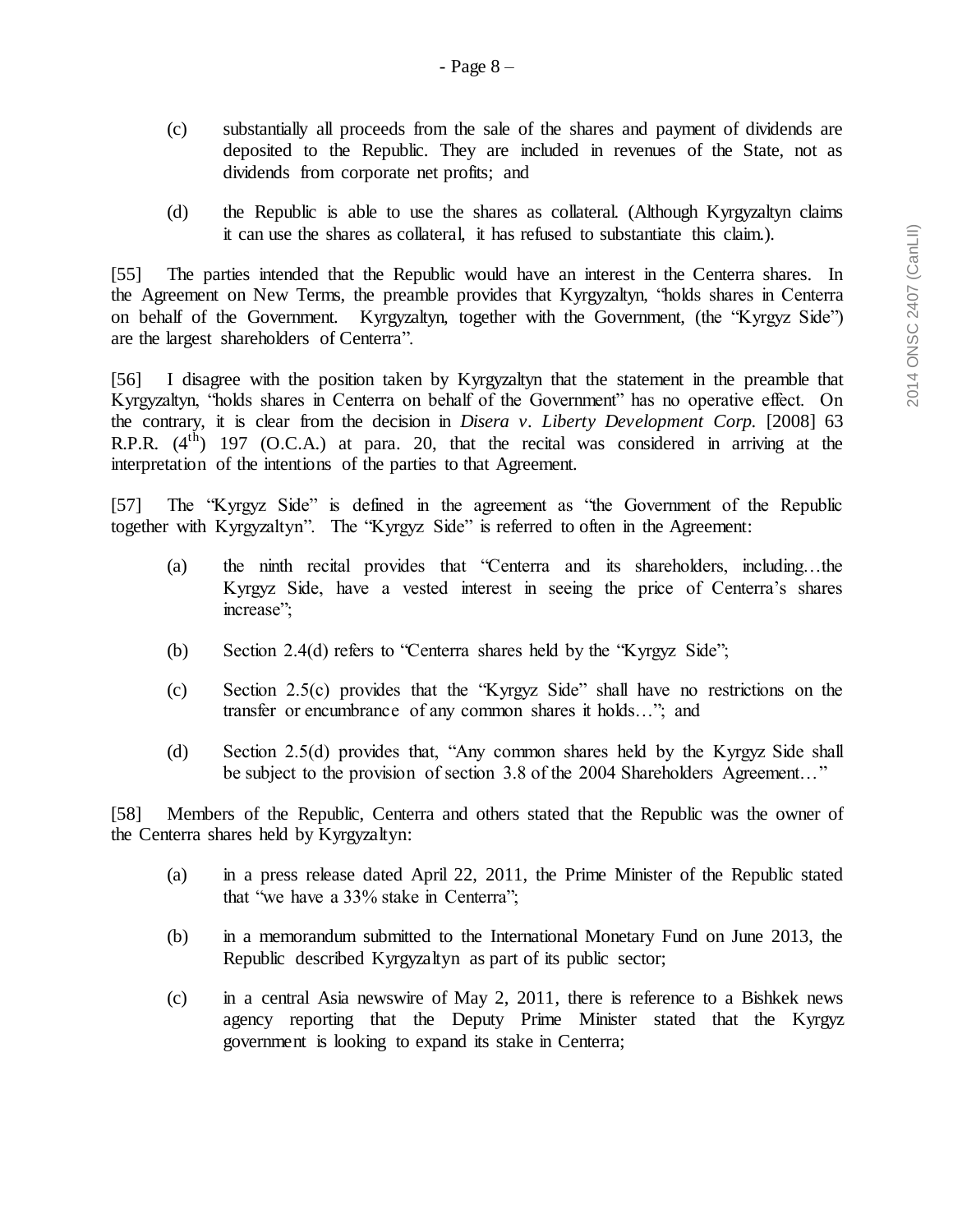(c) substantially all proceeds from the sale of the shares and payment of dividends are deposited to the Republic. They are included in revenues of the State, not as dividends from corporate net profits; and

(d) the Republic is able to use the shares as collateral. (Although Kyrgyzaltyn claims it can use the shares as collateral, it has refused to substantiate this claim.).

[55] The parties intended that the Republic would have an interest in the Centerra shares. In the Agreement on New Terms, the preamble provides that Kyrgyzaltyn, "holds shares in Centerra on behalf of the Government. Kyrgyzaltyn, together with the Government, (the "Kyrgyz Side") are the largest shareholders of Centerra".

[56] I disagree with the position taken by Kyrgyzaltyn that the statement in the preamble that Kyrgyzaltyn, "holds shares in Centerra on behalf of the Government" has no operative effect. On the contrary, it is clear from the decision in *Disera v. Liberty Development Corp.* [2008] 63 R.P.R. (4$^{th}$) 197 (O.C.A.) at para. 20, that the recital was considered in arriving at the interpretation of the intentions of the parties to that Agreement.

[57] The "Kyrgyz Side" is defined in the agreement as "the Government of the Republic together with Kyrgyzaltyn". The "Kyrgyz Side" is referred to often in the Agreement:

(a) the ninth recital provides that "Centerra and its shareholders, including…the Kyrgyz Side, have a vested interest in seeing the price of Centerra's shares increase";

(b) Section 2.4(d) refers to "Centerra shares held by the "Kyrgyz Side";

(c) Section 2.5(c) provides that the "Kyrgyz Side" shall have no restrictions on the transfer or encumbrance of any common shares it holds…"; and

(d) Section 2.5(d) provides that, "Any common shares held by the Kyrgyz Side shall be subject to the provision of section 3.8 of the 2004 Shareholders Agreement…"

[58] Members of the Republic, Centerra and others stated that the Republic was the owner of the Centerra shares held by Kyrgyzaltyn:

(a) in a press release dated April 22, 2011, the Prime Minister of the Republic stated that "we have a 33% stake in Centerra";

(b) in a memorandum submitted to the International Monetary Fund on June 2013, the Republic described Kyrgyzaltyn as part of its public sector;

(c) in a central Asia newswire of May 2, 2011, there is reference to a Bishkek news agency reporting that the Deputy Prime Minister stated that the Kyrgyz government is looking to expand its stake in Centerra;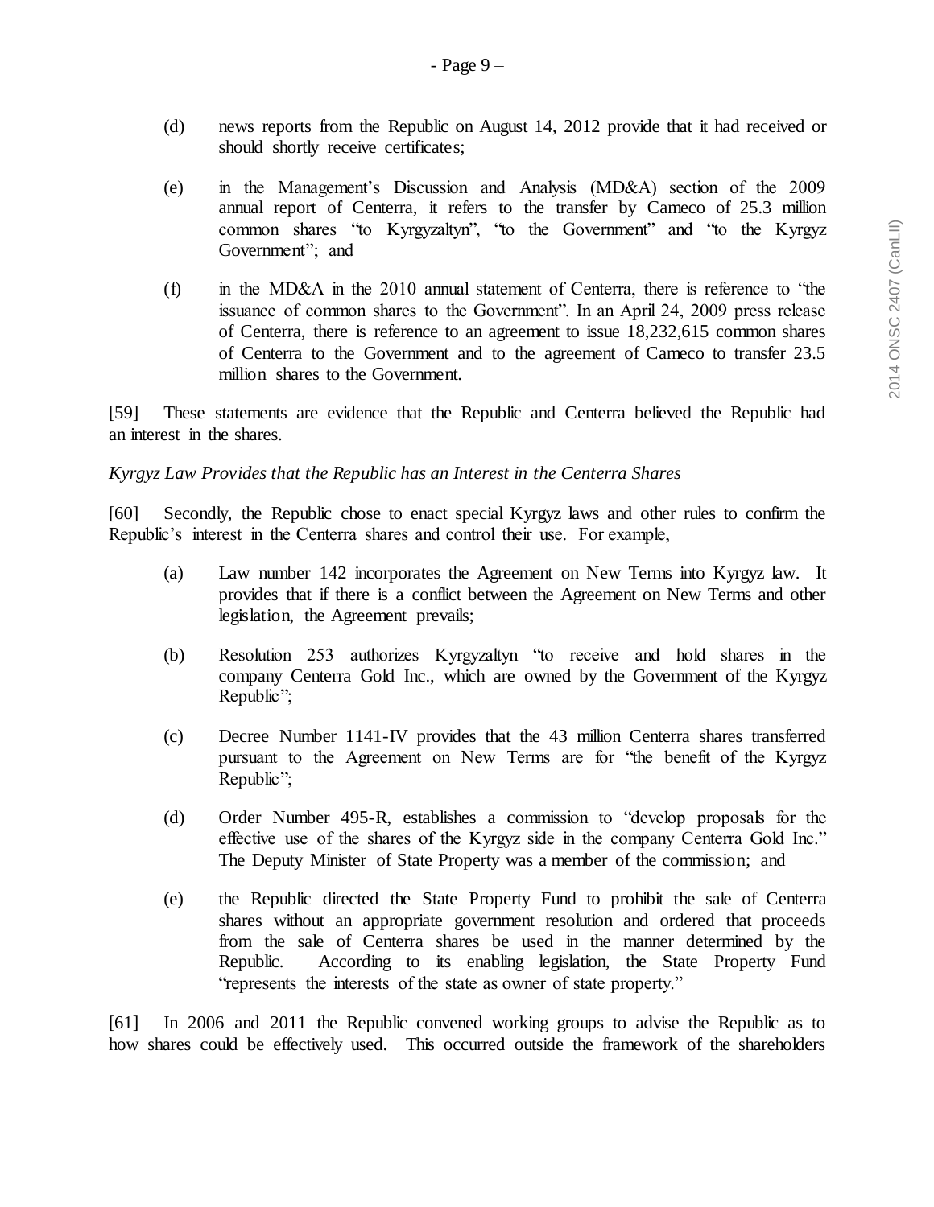(d) news reports from the Republic on August 14, 2012 provide that it had received or should shortly receive certificates;

(e) in the Management's Discussion and Analysis (MD&A) section of the 2009 annual report of Centerra, it refers to the transfer by Cameco of 25.3 million common shares "to Kyrgyzaltyn", "to the Government" and "to the Kyrgyz Government"; and

(f) in the MD&A in the 2010 annual statement of Centerra, there is reference to "the issuance of common shares to the Government". In an April 24, 2009 press release of Centerra, there is reference to an agreement to issue 18,232,615 common shares of Centerra to the Government and to the agreement of Cameco to transfer 23.5 million shares to the Government.

[59] These statements are evidence that the Republic and Centerra believed the Republic had an interest in the shares.

*Kyrgyz Law Provides that the Republic has an Interest in the Centerra Shares*

[60] Secondly, the Republic chose to enact special Kyrgyz laws and other rules to confirm the Republic's interest in the Centerra shares and control their use. For example,

(a) Law number 142 incorporates the Agreement on New Terms into Kyrgyz law. It provides that if there is a conflict between the Agreement on New Terms and other legislation, the Agreement prevails;

(b) Resolution 253 authorizes Kyrgyzaltyn "to receive and hold shares in the company Centerra Gold Inc., which are owned by the Government of the Kyrgyz Republic";

(c) Decree Number 1141-IV provides that the 43 million Centerra shares transferred pursuant to the Agreement on New Terms are for "the benefit of the Kyrgyz Republic";

(d) Order Number 495-R, establishes a commission to "develop proposals for the effective use of the shares of the Kyrgyz side in the company Centerra Gold Inc." The Deputy Minister of State Property was a member of the commission; and

(e) the Republic directed the State Property Fund to prohibit the sale of Centerra shares without an appropriate government resolution and ordered that proceeds from the sale of Centerra shares be used in the manner determined by the Republic. According to its enabling legislation, the State Property Fund "represents the interests of the state as owner of state property."

[61] In 2006 and 2011 the Republic convened working groups to advise the Republic as to how shares could be effectively used. This occurred outside the framework of the shareholders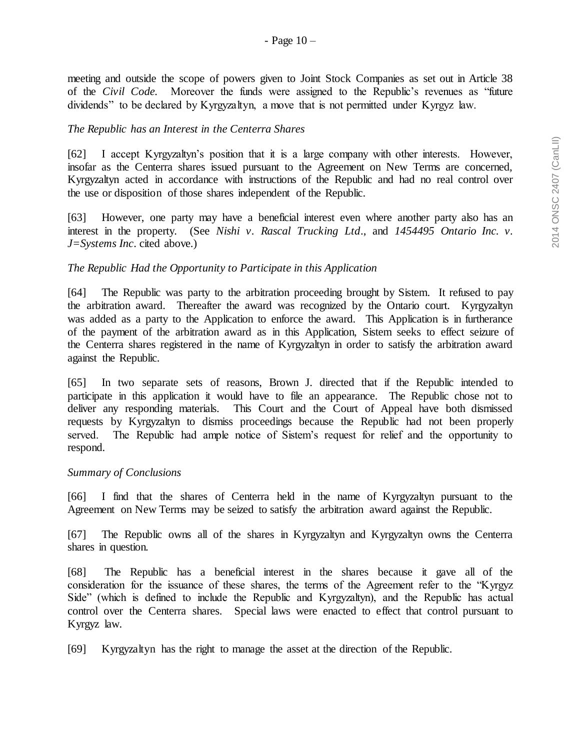meeting and outside the scope of powers given to Joint Stock Companies as set out in Article 38 of the *Civil Code*. Moreover the funds were assigned to the Republic's revenues as "future dividends" to be declared by Kyrgyzaltyn, a move that is not permitted under Kyrgyz law.

*The Republic has an Interest in the Centerra Shares*

[62] I accept Kyrgyzaltyn's position that it is a large company with other interests. However, insofar as the Centerra shares issued pursuant to the Agreement on New Terms are concerned, Kyrgyzaltyn acted in accordance with instructions of the Republic and had no real control over the use or disposition of those shares independent of the Republic.

[63] However, one party may have a beneficial interest even where another party also has an interest in the property. (See *Nishi v. Rascal Trucking Ltd*., and *1454495 Ontario Inc. v. J=Systems Inc*. cited above.)

*The Republic Had the Opportunity to Participate in this Application*

[64] The Republic was party to the arbitration proceeding brought by Sistem. It refused to pay the arbitration award. Thereafter the award was recognized by the Ontario court. Kyrgyzaltyn was added as a party to the Application to enforce the award. This Application is in furtherance of the payment of the arbitration award as in this Application, Sistem seeks to effect seizure of the Centerra shares registered in the name of Kyrgyzaltyn in order to satisfy the arbitration award against the Republic.

[65] In two separate sets of reasons, Brown J. directed that if the Republic intended to participate in this application it would have to file an appearance. The Republic chose not to deliver any responding materials. This Court and the Court of Appeal have both dismissed requests by Kyrgyzaltyn to dismiss proceedings because the Republic had not been properly served. The Republic had ample notice of Sistem's request for relief and the opportunity to respond.

*Summary of Conclusions*

[66] I find that the shares of Centerra held in the name of Kyrgyzaltyn pursuant to the Agreement on New Terms may be seized to satisfy the arbitration award against the Republic.

[67] The Republic owns all of the shares in Kyrgyzaltyn and Kyrgyzaltyn owns the Centerra shares in question.

[68] The Republic has a beneficial interest in the shares because it gave all of the consideration for the issuance of these shares, the terms of the Agreement refer to the "Kyrgyz Side" (which is defined to include the Republic and Kyrgyzaltyn), and the Republic has actual control over the Centerra shares. Special laws were enacted to effect that control pursuant to Kyrgyz law.

[69] Kyrgyzaltyn has the right to manage the asset at the direction of the Republic.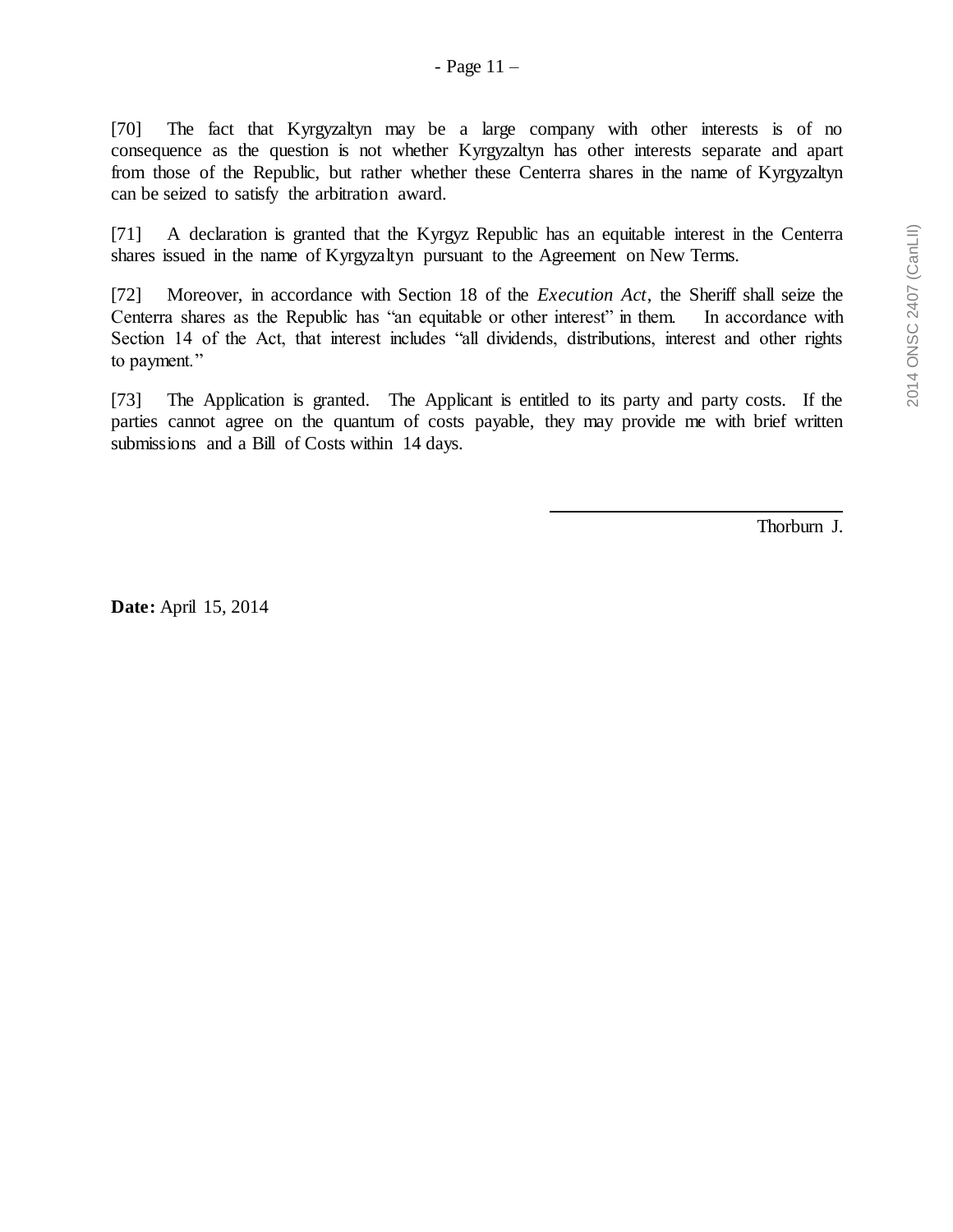[70] The fact that Kyrgyzaltyn may be a large company with other interests is of no consequence as the question is not whether Kyrgyzaltyn has other interests separate and apart from those of the Republic, but rather whether these Centerra shares in the name of Kyrgyzaltyn can be seized to satisfy the arbitration award.

[71] A declaration is granted that the Kyrgyz Republic has an equitable interest in the Centerra shares issued in the name of Kyrgyzaltyn pursuant to the Agreement on New Terms.

[72] Moreover, in accordance with Section 18 of the *Execution Act*, the Sheriff shall seize the Centerra shares as the Republic has "an equitable or other interest" in them. In accordance with Section 14 of the Act, that interest includes "all dividends, distributions, interest and other rights to payment."

[73] The Application is granted. The Applicant is entitled to its party and party costs. If the parties cannot agree on the quantum of costs payable, they may provide me with brief written submissions and a Bill of Costs within 14 days.

Thorburn J.

**Date:** April 15, 2014